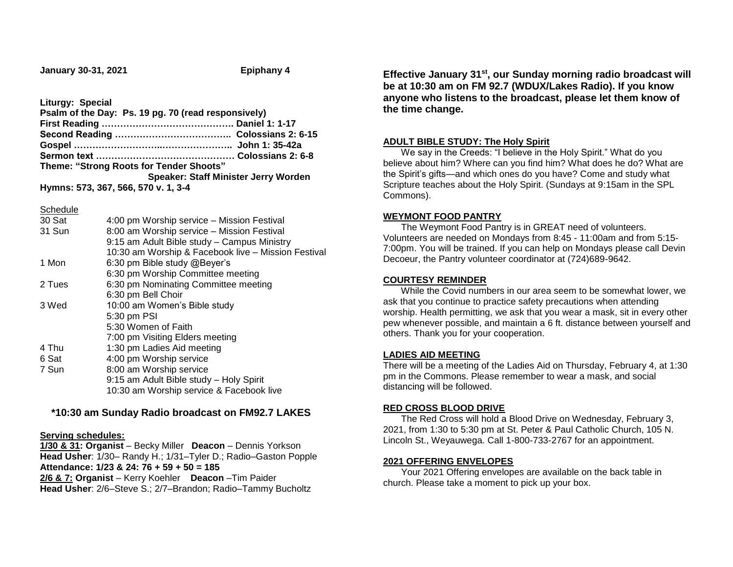**January 30-31, 2021** **Epiphany 4**

**Liturgy: Special**
**Psalm of the Day: Ps. 19 pg. 70 (read responsively)**
**First Reading ……………………………………. Daniel 1: 1-17**
**Second Reading ……………………………….. Colossians 2: 6-15**
**Gospel ………………………..………………….. John 1: 35-42a**
**Sermon text ……………………………………… Colossians 2: 6-8**
**Theme: "Strong Roots for Tender Shoots"**
**Speaker: Staff Minister Jerry Worden**
**Hymns: 573, 367, 566, 570 v. 1, 3-4**

Schedule

| | |
|---|---|
| 30 Sat | 4:00 pm Worship service – Mission Festival |
| 31 Sun | 8:00 am Worship service – Mission Festival |
| | 9:15 am Adult Bible study – Campus Ministry |
| | 10:30 am Worship & Facebook live – Mission Festival |
| 1 Mon | 6:30 pm Bible study @Beyer's |
| | 6:30 pm Worship Committee meeting |
| 2 Tues | 6:30 pm Nominating Committee meeting |
| | 6:30 pm Bell Choir |
| 3 Wed | 10:00 am Women's Bible study |
| | 5:30 pm PSI |
| | 5:30 Women of Faith |
| | 7:00 pm Visiting Elders meeting |
| 4 Thu | 1:30 pm Ladies Aid meeting |
| 6 Sat | 4:00 pm Worship service |
| 7 Sun | 8:00 am Worship service |
| | 9:15 am Adult Bible study – Holy Spirit |
| | 10:30 am Worship service & Facebook live |

**\*10:30 am Sunday Radio broadcast on FM92.7 LAKES**

**Serving schedules:**
**1/30 & 31: Organist** – Becky Miller **Deacon** – Dennis Yorkson
**Head Usher**: 1/30– Randy H.; 1/31–Tyler D.; Radio–Gaston Popple
**Attendance: 1/23 & 24: 76 + 59 + 50 = 185**
**2/6 & 7: Organist** – Kerry Koehler **Deacon** –Tim Paider
**Head Usher**: 2/6–Steve S.; 2/7–Brandon; Radio–Tammy Bucholtz

**Effective January 31st, our Sunday morning radio broadcast will be at 10:30 am on FM 92.7 (WDUX/Lakes Radio). If you know anyone who listens to the broadcast, please let them know of the time change.**

**ADULT BIBLE STUDY: The Holy Spirit**

We say in the Creeds: "I believe in the Holy Spirit." What do you believe about him? Where can you find him? What does he do? What are the Spirit's gifts—and which ones do you have? Come and study what Scripture teaches about the Holy Spirit. (Sundays at 9:15am in the SPL Commons).

**WEYMONT FOOD PANTRY**

The Weymont Food Pantry is in GREAT need of volunteers. Volunteers are needed on Mondays from 8:45 - 11:00am and from 5:15-7:00pm. You will be trained. If you can help on Mondays please call Devin Decoeur, the Pantry volunteer coordinator at (724)689-9642.

**COURTESY REMINDER**

While the Covid numbers in our area seem to be somewhat lower, we ask that you continue to practice safety precautions when attending worship. Health permitting, we ask that you wear a mask, sit in every other pew whenever possible, and maintain a 6 ft. distance between yourself and others. Thank you for your cooperation.

**LADIES AID MEETING**

There will be a meeting of the Ladies Aid on Thursday, February 4, at 1:30 pm in the Commons. Please remember to wear a mask, and social distancing will be followed.

**RED CROSS BLOOD DRIVE**

The Red Cross will hold a Blood Drive on Wednesday, February 3, 2021, from 1:30 to 5:30 pm at St. Peter & Paul Catholic Church, 105 N. Lincoln St., Weyauwega. Call 1-800-733-2767 for an appointment.

**2021 OFFERING ENVELOPES**

Your 2021 Offering envelopes are available on the back table in church. Please take a moment to pick up your box.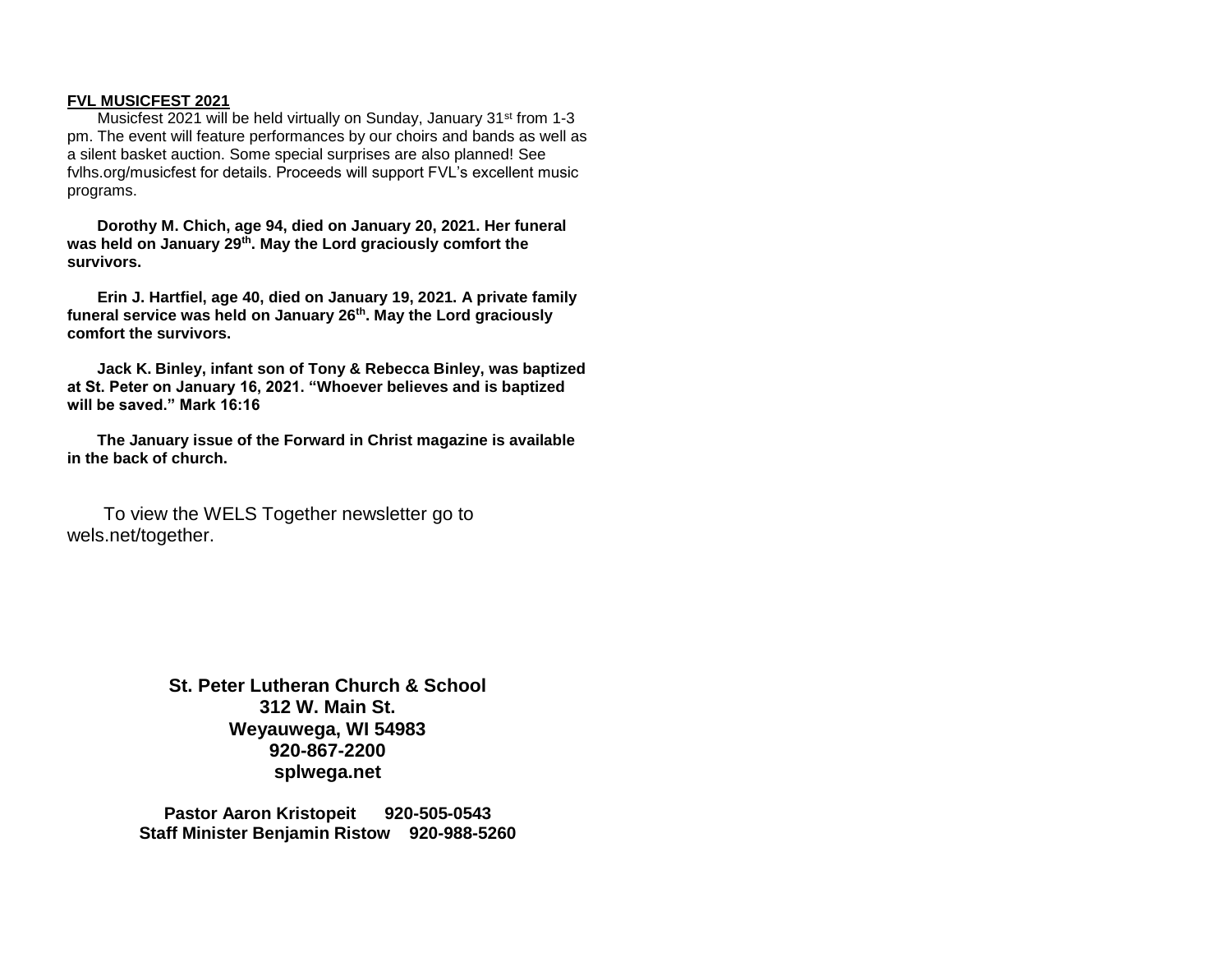**FVL MUSICFEST 2021**

Musicfest 2021 will be held virtually on Sunday, January 31st from 1-3 pm. The event will feature performances by our choirs and bands as well as a silent basket auction. Some special surprises are also planned! See fvlhs.org/musicfest for details. Proceeds will support FVL's excellent music programs.

**Dorothy M. Chich, age 94, died on January 20, 2021. Her funeral was held on January 29th. May the Lord graciously comfort the survivors.**

**Erin J. Hartfiel, age 40, died on January 19, 2021. A private family funeral service was held on January 26th. May the Lord graciously comfort the survivors.**

**Jack K. Binley, infant son of Tony & Rebecca Binley, was baptized at St. Peter on January 16, 2021. "Whoever believes and is baptized will be saved." Mark 16:16**

**The January issue of the Forward in Christ magazine is available in the back of church.**

To view the WELS Together newsletter go to wels.net/together.

**St. Peter Lutheran Church & School**
**312 W. Main St.**
**Weyauwega, WI 54983**
**920-867-2200**
**splwega.net**

**Pastor Aaron Kristopeit 920-505-0543**
**Staff Minister Benjamin Ristow 920-988-5260**